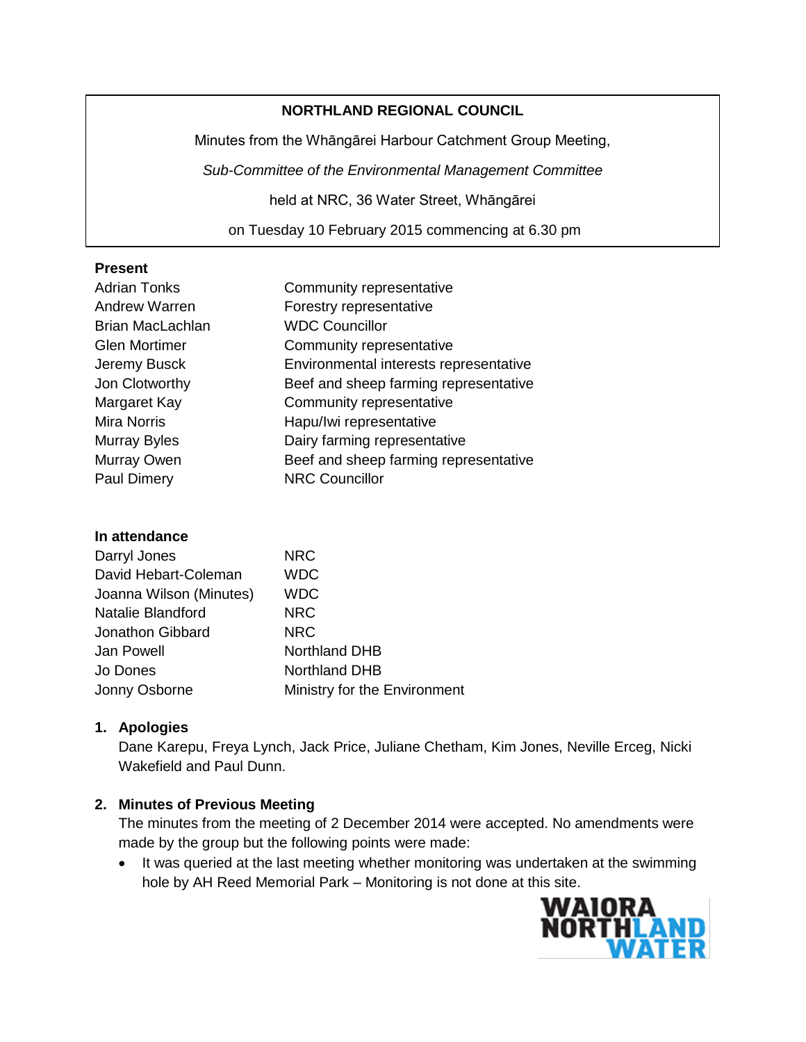**NORTHLAND REGIONAL COUNCIL**

Minutes from the Whāngārei Harbour Catchment Group Meeting,

*Sub-Committee of the Environmental Management Committee*

held at NRC, 36 Water Street, Whāngārei

on Tuesday 10 February 2015 commencing at 6.30 pm

**Present**

| | |
|---|---|
| Adrian Tonks | Community representative |
| Andrew Warren | Forestry representative |
| Brian MacLachlan | WDC Councillor |
| Glen Mortimer | Community representative |
| Jeremy Busck | Environmental interests representative |
| Jon Clotworthy | Beef and sheep farming representative |
| Margaret Kay | Community representative |
| Mira Norris | Hapu/Iwi representative |
| Murray Byles | Dairy farming representative |
| Murray Owen | Beef and sheep farming representative |
| Paul Dimery | NRC Councillor |

**In attendance**

| | |
|---|---|
| Darryl Jones | NRC |
| David Hebart-Coleman | WDC |
| Joanna Wilson (Minutes) | WDC |
| Natalie Blandford | NRC |
| Jonathon Gibbard | NRC |
| Jan Powell | Northland DHB |
| Jo Dones | Northland DHB |
| Jonny Osborne | Ministry for the Environment |

## 1. Apologies

Dane Karepu, Freya Lynch, Jack Price, Juliane Chetham, Kim Jones, Neville Erceg, Nicki Wakefield and Paul Dunn.

## 2. Minutes of Previous Meeting

The minutes from the meeting of 2 December 2014 were accepted. No amendments were made by the group but the following points were made:

- It was queried at the last meeting whether monitoring was undertaken at the swimming hole by AH Reed Memorial Park – Monitoring is not done at this site.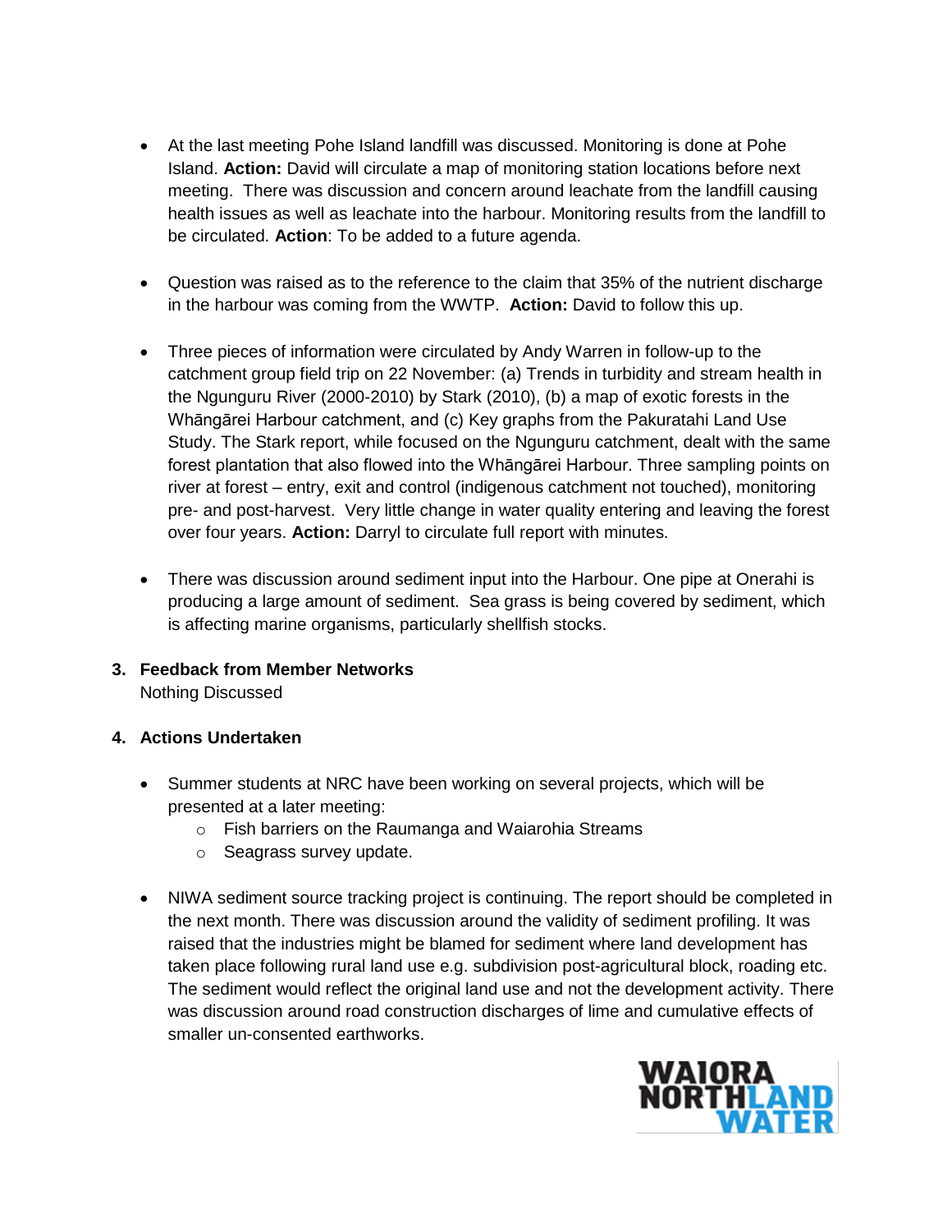- At the last meeting Pohe Island landfill was discussed. Monitoring is done at Pohe Island. **Action:** David will circulate a map of monitoring station locations before next meeting. There was discussion and concern around leachate from the landfill causing health issues as well as leachate into the harbour. Monitoring results from the landfill to be circulated. **Action**: To be added to a future agenda.

- Question was raised as to the reference to the claim that 35% of the nutrient discharge in the harbour was coming from the WWTP. **Action:** David to follow this up.

- Three pieces of information were circulated by Andy Warren in follow-up to the catchment group field trip on 22 November: (a) Trends in turbidity and stream health in the Ngunguru River (2000-2010) by Stark (2010), (b) a map of exotic forests in the Whāngārei Harbour catchment, and (c) Key graphs from the Pakuratahi Land Use Study. The Stark report, while focused on the Ngunguru catchment, dealt with the same forest plantation that also flowed into the Whāngārei Harbour. Three sampling points on river at forest – entry, exit and control (indigenous catchment not touched), monitoring pre- and post-harvest. Very little change in water quality entering and leaving the forest over four years. **Action:** Darryl to circulate full report with minutes.

- There was discussion around sediment input into the Harbour. One pipe at Onerahi is producing a large amount of sediment. Sea grass is being covered by sediment, which is affecting marine organisms, particularly shellfish stocks.

### 3. Feedback from Member Networks

Nothing Discussed

### 4. Actions Undertaken

- Summer students at NRC have been working on several projects, which will be presented at a later meeting:
  - Fish barriers on the Raumanga and Waiarohia Streams
  - Seagrass survey update.

- NIWA sediment source tracking project is continuing. The report should be completed in the next month. There was discussion around the validity of sediment profiling. It was raised that the industries might be blamed for sediment where land development has taken place following rural land use e.g. subdivision post-agricultural block, roading etc. The sediment would reflect the original land use and not the development activity. There was discussion around road construction discharges of lime and cumulative effects of smaller un-consented earthworks.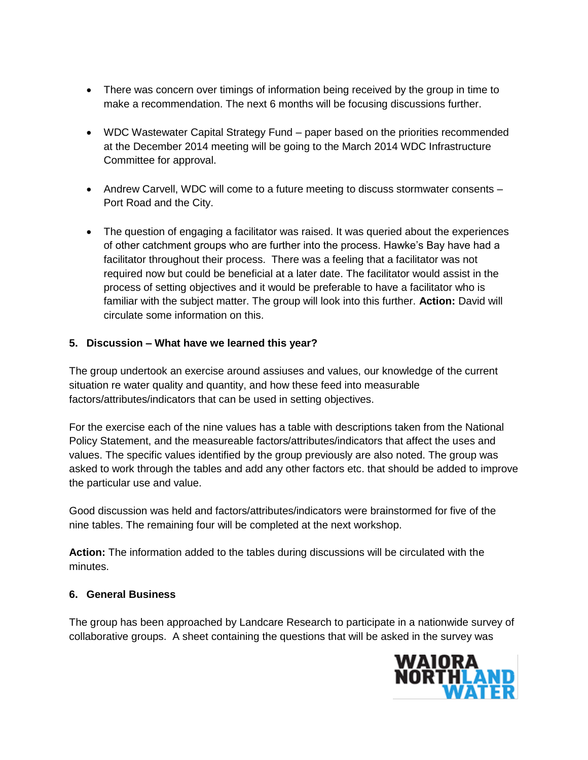- There was concern over timings of information being received by the group in time to make a recommendation. The next 6 months will be focusing discussions further.

- WDC Wastewater Capital Strategy Fund – paper based on the priorities recommended at the December 2014 meeting will be going to the March 2014 WDC Infrastructure Committee for approval.

- Andrew Carvell, WDC will come to a future meeting to discuss stormwater consents – Port Road and the City.

- The question of engaging a facilitator was raised. It was queried about the experiences of other catchment groups who are further into the process. Hawke's Bay have had a facilitator throughout their process. There was a feeling that a facilitator was not required now but could be beneficial at a later date. The facilitator would assist in the process of setting objectives and it would be preferable to have a facilitator who is familiar with the subject matter. The group will look into this further. **Action:** David will circulate some information on this.

## 5. Discussion – What have we learned this year?

The group undertook an exercise around assiuses and values, our knowledge of the current situation re water quality and quantity, and how these feed into measurable factors/attributes/indicators that can be used in setting objectives.

For the exercise each of the nine values has a table with descriptions taken from the National Policy Statement, and the measureable factors/attributes/indicators that affect the uses and values. The specific values identified by the group previously are also noted. The group was asked to work through the tables and add any other factors etc. that should be added to improve the particular use and value.

Good discussion was held and factors/attributes/indicators were brainstormed for five of the nine tables. The remaining four will be completed at the next workshop.

**Action:** The information added to the tables during discussions will be circulated with the minutes.

## 6. General Business

The group has been approached by Landcare Research to participate in a nationwide survey of collaborative groups. A sheet containing the questions that will be asked in the survey was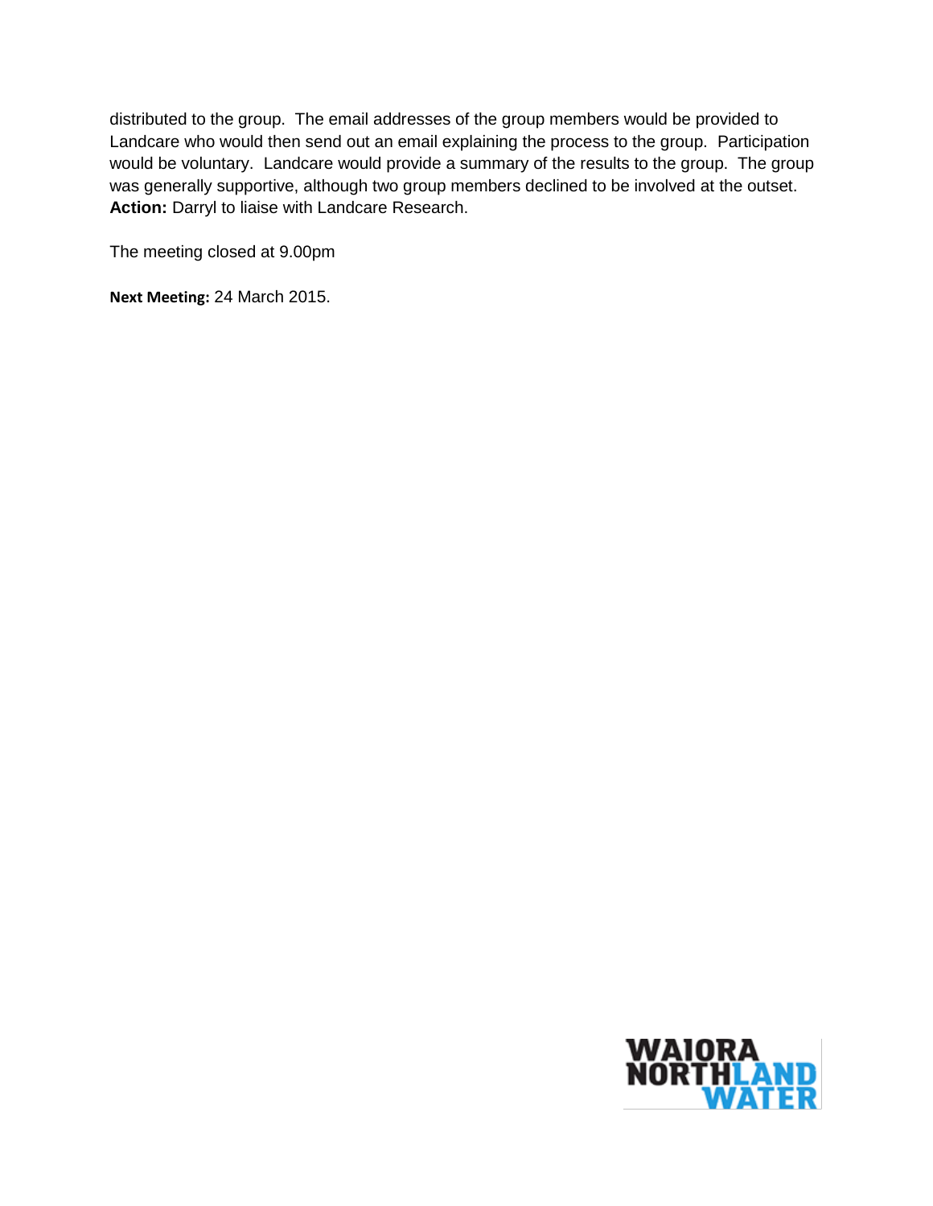distributed to the group. The email addresses of the group members would be provided to Landcare who would then send out an email explaining the process to the group. Participation would be voluntary. Landcare would provide a summary of the results to the group. The group was generally supportive, although two group members declined to be involved at the outset.
**Action:** Darryl to liaise with Landcare Research.

The meeting closed at 9.00pm

**Next Meeting:** 24 March 2015.